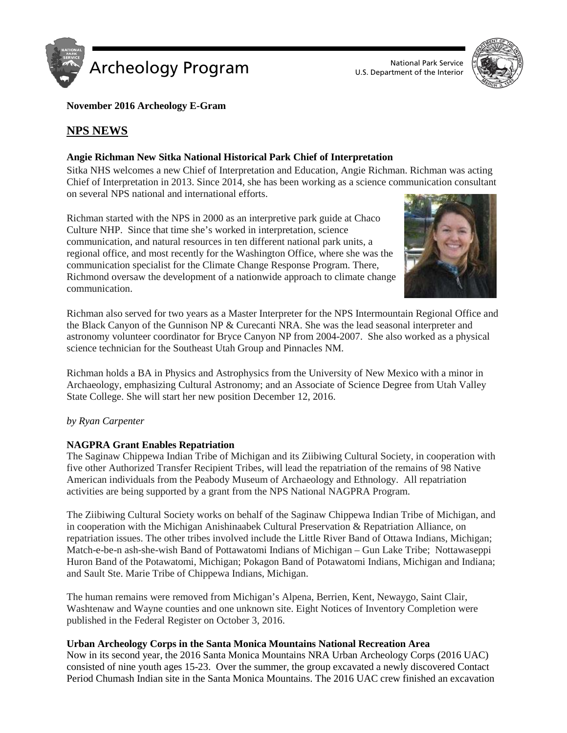**November 2016 Archeology E-Gram**

## NPS NEWS

### Angie Richman New Sitka National Historical Park Chief of Interpretation

Sitka NHS welcomes a new Chief of Interpretation and Education, Angie Richman. Richman was acting Chief of Interpretation in 2013. Since 2014, she has been working as a science communication consultant on several NPS national and international efforts.

Richman started with the NPS in 2000 as an interpretive park guide at Chaco Culture NHP. Since that time she's worked in interpretation, science communication, and natural resources in ten different national park units, a regional office, and most recently for the Washington Office, where she was the communication specialist for the Climate Change Response Program. There, Richmond oversaw the development of a nationwide approach to climate change communication.

Richman also served for two years as a Master Interpreter for the NPS Intermountain Regional Office and the Black Canyon of the Gunnison NP & Curecanti NRA. She was the lead seasonal interpreter and astronomy volunteer coordinator for Bryce Canyon NP from 2004-2007. She also worked as a physical science technician for the Southeast Utah Group and Pinnacles NM.

Richman holds a BA in Physics and Astrophysics from the University of New Mexico with a minor in Archaeology, emphasizing Cultural Astronomy; and an Associate of Science Degree from Utah Valley State College. She will start her new position December 12, 2016.

*by Ryan Carpenter*

### NAGPRA Grant Enables Repatriation

The Saginaw Chippewa Indian Tribe of Michigan and its Ziibiwing Cultural Society, in cooperation with five other Authorized Transfer Recipient Tribes, will lead the repatriation of the remains of 98 Native American individuals from the Peabody Museum of Archaeology and Ethnology. All repatriation activities are being supported by a grant from the NPS National NAGPRA Program.

The Ziibiwing Cultural Society works on behalf of the Saginaw Chippewa Indian Tribe of Michigan, and in cooperation with the Michigan Anishinaabek Cultural Preservation & Repatriation Alliance, on repatriation issues. The other tribes involved include the Little River Band of Ottawa Indians, Michigan; Match-e-be-n ash-she-wish Band of Pottawatomi Indians of Michigan – Gun Lake Tribe; Nottawaseppi Huron Band of the Potawatomi, Michigan; Pokagon Band of Potawatomi Indians, Michigan and Indiana; and Sault Ste. Marie Tribe of Chippewa Indians, Michigan.

The human remains were removed from Michigan's Alpena, Berrien, Kent, Newaygo, Saint Clair, Washtenaw and Wayne counties and one unknown site. Eight Notices of Inventory Completion were published in the Federal Register on October 3, 2016.

### Urban Archeology Corps in the Santa Monica Mountains National Recreation Area

Now in its second year, the 2016 Santa Monica Mountains NRA Urban Archeology Corps (2016 UAC) consisted of nine youth ages 15-23. Over the summer, the group excavated a newly discovered Contact Period Chumash Indian site in the Santa Monica Mountains. The 2016 UAC crew finished an excavation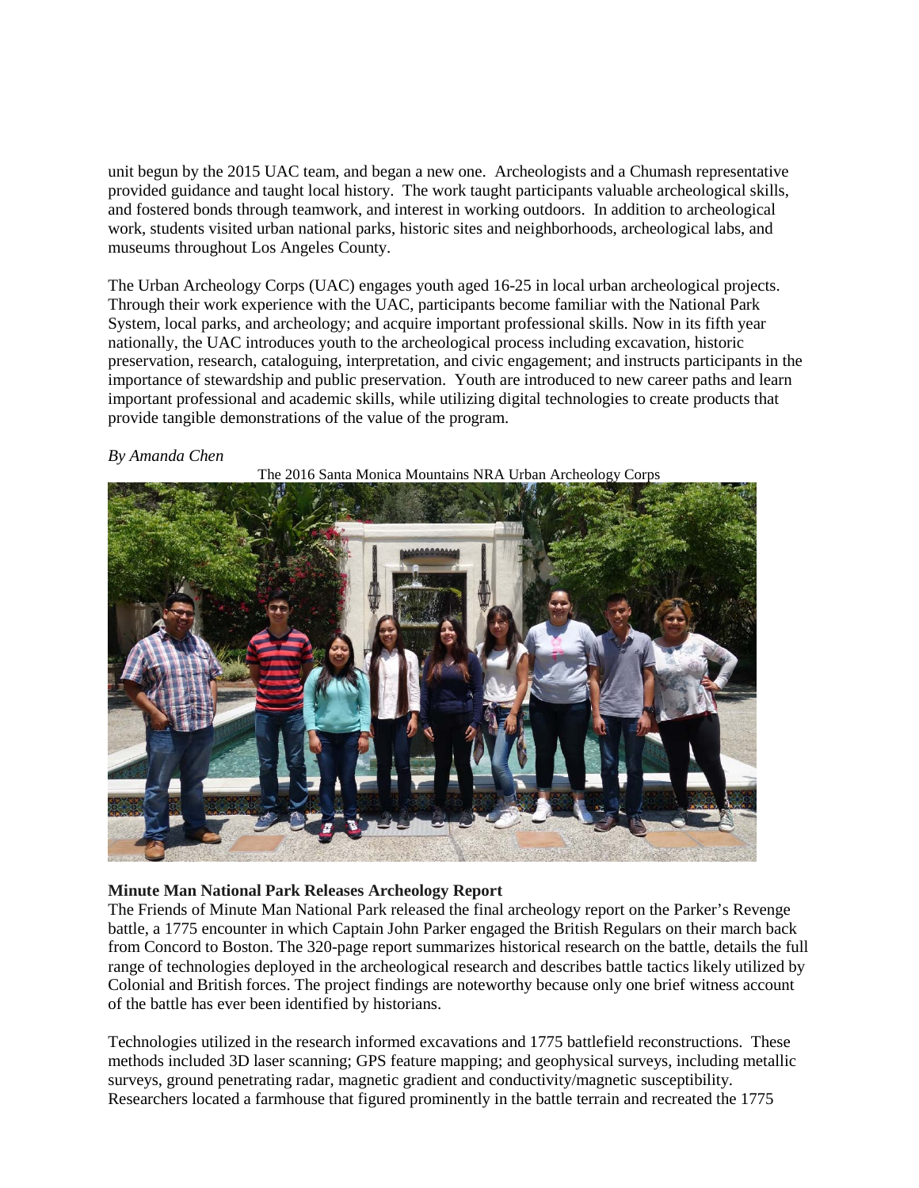unit begun by the 2015 UAC team, and began a new one. Archeologists and a Chumash representative provided guidance and taught local history. The work taught participants valuable archeological skills, and fostered bonds through teamwork, and interest in working outdoors. In addition to archeological work, students visited urban national parks, historic sites and neighborhoods, archeological labs, and museums throughout Los Angeles County.

The Urban Archeology Corps (UAC) engages youth aged 16-25 in local urban archeological projects. Through their work experience with the UAC, participants become familiar with the National Park System, local parks, and archeology; and acquire important professional skills. Now in its fifth year nationally, the UAC introduces youth to the archeological process including excavation, historic preservation, research, cataloguing, interpretation, and civic engagement; and instructs participants in the importance of stewardship and public preservation. Youth are introduced to new career paths and learn important professional and academic skills, while utilizing digital technologies to create products that provide tangible demonstrations of the value of the program.

*By Amanda Chen*

The 2016 Santa Monica Mountains NRA Urban Archeology Corps

**Minute Man National Park Releases Archeology Report**

The Friends of Minute Man National Park released the final archeology report on the Parker's Revenge battle, a 1775 encounter in which Captain John Parker engaged the British Regulars on their march back from Concord to Boston. The 320-page report summarizes historical research on the battle, details the full range of technologies deployed in the archeological research and describes battle tactics likely utilized by Colonial and British forces. The project findings are noteworthy because only one brief witness account of the battle has ever been identified by historians.

Technologies utilized in the research informed excavations and 1775 battlefield reconstructions. These methods included 3D laser scanning; GPS feature mapping; and geophysical surveys, including metallic surveys, ground penetrating radar, magnetic gradient and conductivity/magnetic susceptibility. Researchers located a farmhouse that figured prominently in the battle terrain and recreated the 1775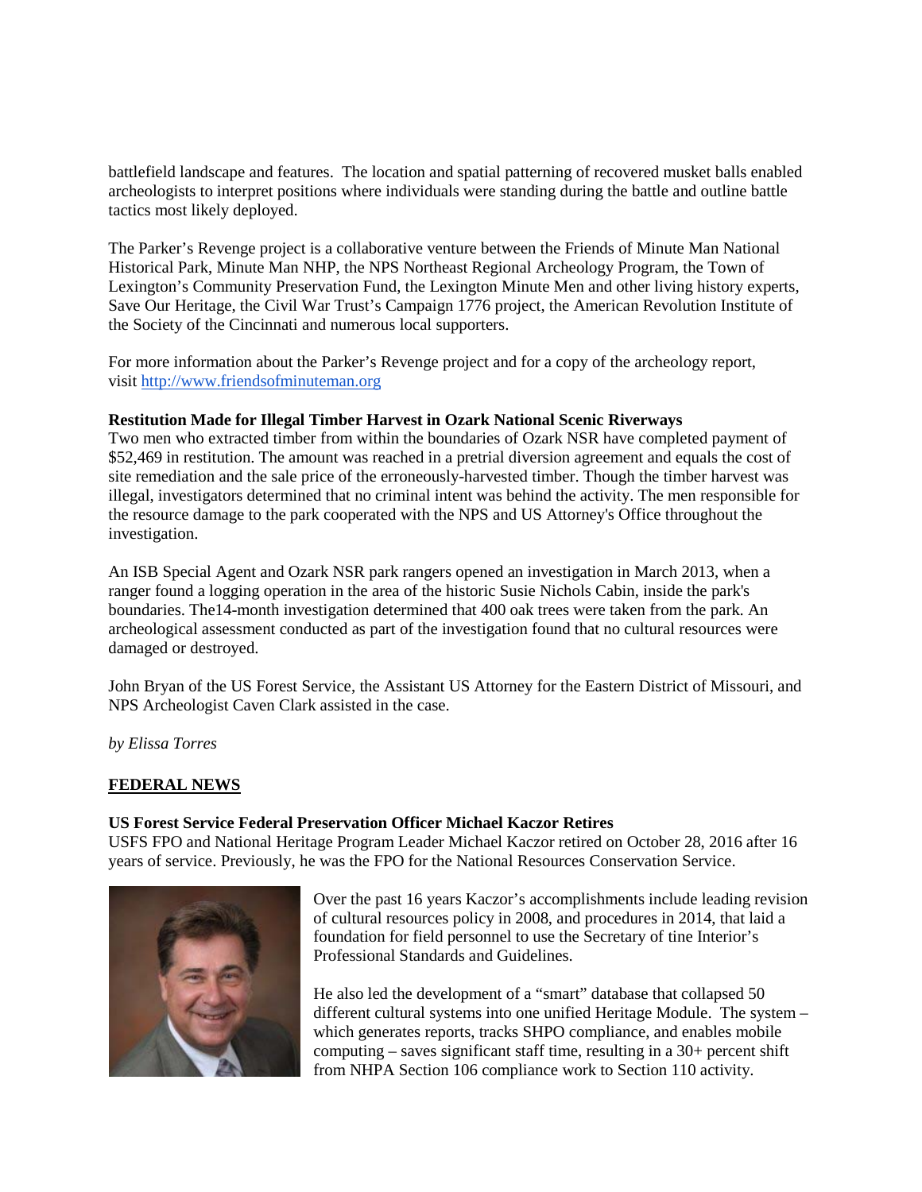battlefield landscape and features. The location and spatial patterning of recovered musket balls enabled archeologists to interpret positions where individuals were standing during the battle and outline battle tactics most likely deployed.

The Parker's Revenge project is a collaborative venture between the Friends of Minute Man National Historical Park, Minute Man NHP, the NPS Northeast Regional Archeology Program, the Town of Lexington's Community Preservation Fund, the Lexington Minute Men and other living history experts, Save Our Heritage, the Civil War Trust's Campaign 1776 project, the American Revolution Institute of the Society of the Cincinnati and numerous local supporters.

For more information about the Parker's Revenge project and for a copy of the archeology report, visit http://www.friendsofminuteman.org

**Restitution Made for Illegal Timber Harvest in Ozark National Scenic Riverways**

Two men who extracted timber from within the boundaries of Ozark NSR have completed payment of $52,469 in restitution. The amount was reached in a pretrial diversion agreement and equals the cost of site remediation and the sale price of the erroneously-harvested timber. Though the timber harvest was illegal, investigators determined that no criminal intent was behind the activity. The men responsible for the resource damage to the park cooperated with the NPS and US Attorney's Office throughout the investigation.

An ISB Special Agent and Ozark NSR park rangers opened an investigation in March 2013, when a ranger found a logging operation in the area of the historic Susie Nichols Cabin, inside the park's boundaries. The14-month investigation determined that 400 oak trees were taken from the park. An archeological assessment conducted as part of the investigation found that no cultural resources were damaged or destroyed.

John Bryan of the US Forest Service, the Assistant US Attorney for the Eastern District of Missouri, and NPS Archeologist Caven Clark assisted in the case.

*by Elissa Torres*

## FEDERAL NEWS

**US Forest Service Federal Preservation Officer Michael Kaczor Retires**

USFS FPO and National Heritage Program Leader Michael Kaczor retired on October 28, 2016 after 16 years of service. Previously, he was the FPO for the National Resources Conservation Service.

Over the past 16 years Kaczor's accomplishments include leading revision of cultural resources policy in 2008, and procedures in 2014, that laid a foundation for field personnel to use the Secretary of tine Interior's Professional Standards and Guidelines.

He also led the development of a "smart" database that collapsed 50 different cultural systems into one unified Heritage Module. The system – which generates reports, tracks SHPO compliance, and enables mobile computing – saves significant staff time, resulting in a 30+ percent shift from NHPA Section 106 compliance work to Section 110 activity.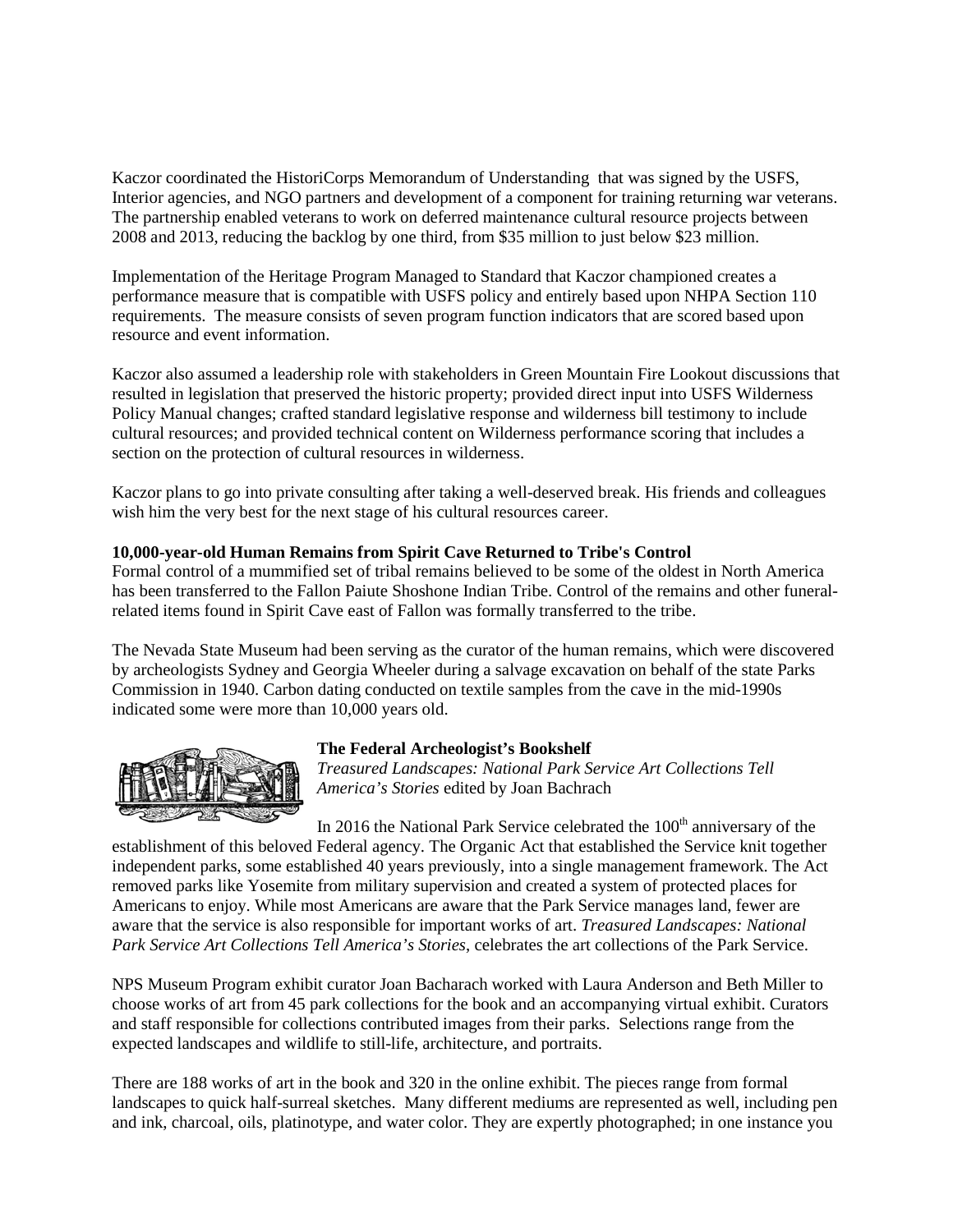Kaczor coordinated the HistoriCorps Memorandum of Understanding that was signed by the USFS, Interior agencies, and NGO partners and development of a component for training returning war veterans. The partnership enabled veterans to work on deferred maintenance cultural resource projects between 2008 and 2013, reducing the backlog by one third, from $35 million to just below $23 million.

Implementation of the Heritage Program Managed to Standard that Kaczor championed creates a performance measure that is compatible with USFS policy and entirely based upon NHPA Section 110 requirements. The measure consists of seven program function indicators that are scored based upon resource and event information.

Kaczor also assumed a leadership role with stakeholders in Green Mountain Fire Lookout discussions that resulted in legislation that preserved the historic property; provided direct input into USFS Wilderness Policy Manual changes; crafted standard legislative response and wilderness bill testimony to include cultural resources; and provided technical content on Wilderness performance scoring that includes a section on the protection of cultural resources in wilderness.

Kaczor plans to go into private consulting after taking a well-deserved break. His friends and colleagues wish him the very best for the next stage of his cultural resources career.

**10,000-year-old Human Remains from Spirit Cave Returned to Tribe's Control**

Formal control of a mummified set of tribal remains believed to be some of the oldest in North America has been transferred to the Fallon Paiute Shoshone Indian Tribe. Control of the remains and other funeral-related items found in Spirit Cave east of Fallon was formally transferred to the tribe.

The Nevada State Museum had been serving as the curator of the human remains, which were discovered by archeologists Sydney and Georgia Wheeler during a salvage excavation on behalf of the state Parks Commission in 1940. Carbon dating conducted on textile samples from the cave in the mid-1990s indicated some were more than 10,000 years old.

**The Federal Archeologist's Bookshelf**

*Treasured Landscapes: National Park Service Art Collections Tell America's Stories* edited by Joan Bachrach

In 2016 the National Park Service celebrated the 100th anniversary of the establishment of this beloved Federal agency. The Organic Act that established the Service knit together independent parks, some established 40 years previously, into a single management framework. The Act removed parks like Yosemite from military supervision and created a system of protected places for Americans to enjoy. While most Americans are aware that the Park Service manages land, fewer are aware that the service is also responsible for important works of art. *Treasured Landscapes: National Park Service Art Collections Tell America's Stories*, celebrates the art collections of the Park Service.

NPS Museum Program exhibit curator Joan Bacharach worked with Laura Anderson and Beth Miller to choose works of art from 45 park collections for the book and an accompanying virtual exhibit. Curators and staff responsible for collections contributed images from their parks. Selections range from the expected landscapes and wildlife to still-life, architecture, and portraits.

There are 188 works of art in the book and 320 in the online exhibit. The pieces range from formal landscapes to quick half-surreal sketches. Many different mediums are represented as well, including pen and ink, charcoal, oils, platinotype, and water color. They are expertly photographed; in one instance you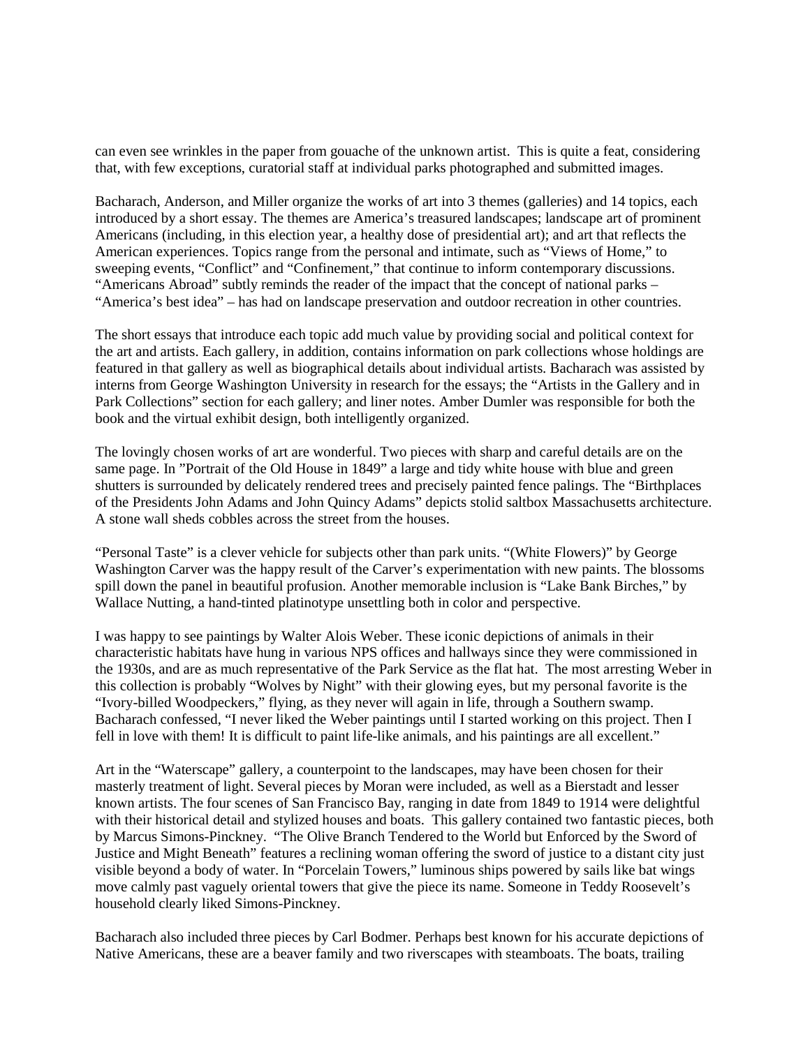can even see wrinkles in the paper from gouache of the unknown artist. This is quite a feat, considering that, with few exceptions, curatorial staff at individual parks photographed and submitted images.

Bacharach, Anderson, and Miller organize the works of art into 3 themes (galleries) and 14 topics, each introduced by a short essay. The themes are America's treasured landscapes; landscape art of prominent Americans (including, in this election year, a healthy dose of presidential art); and art that reflects the American experiences. Topics range from the personal and intimate, such as "Views of Home," to sweeping events, "Conflict" and "Confinement," that continue to inform contemporary discussions. "Americans Abroad" subtly reminds the reader of the impact that the concept of national parks – "America's best idea" – has had on landscape preservation and outdoor recreation in other countries.

The short essays that introduce each topic add much value by providing social and political context for the art and artists. Each gallery, in addition, contains information on park collections whose holdings are featured in that gallery as well as biographical details about individual artists. Bacharach was assisted by interns from George Washington University in research for the essays; the "Artists in the Gallery and in Park Collections" section for each gallery; and liner notes. Amber Dumler was responsible for both the book and the virtual exhibit design, both intelligently organized.

The lovingly chosen works of art are wonderful. Two pieces with sharp and careful details are on the same page. In "Portrait of the Old House in 1849" a large and tidy white house with blue and green shutters is surrounded by delicately rendered trees and precisely painted fence palings. The "Birthplaces of the Presidents John Adams and John Quincy Adams" depicts stolid saltbox Massachusetts architecture. A stone wall sheds cobbles across the street from the houses.

"Personal Taste" is a clever vehicle for subjects other than park units. "(White Flowers)" by George Washington Carver was the happy result of the Carver's experimentation with new paints. The blossoms spill down the panel in beautiful profusion. Another memorable inclusion is "Lake Bank Birches," by Wallace Nutting, a hand-tinted platinotype unsettling both in color and perspective.

I was happy to see paintings by Walter Alois Weber. These iconic depictions of animals in their characteristic habitats have hung in various NPS offices and hallways since they were commissioned in the 1930s, and are as much representative of the Park Service as the flat hat. The most arresting Weber in this collection is probably "Wolves by Night" with their glowing eyes, but my personal favorite is the "Ivory-billed Woodpeckers," flying, as they never will again in life, through a Southern swamp. Bacharach confessed, "I never liked the Weber paintings until I started working on this project. Then I fell in love with them! It is difficult to paint life-like animals, and his paintings are all excellent."

Art in the "Waterscape" gallery, a counterpoint to the landscapes, may have been chosen for their masterly treatment of light. Several pieces by Moran were included, as well as a Bierstadt and lesser known artists. The four scenes of San Francisco Bay, ranging in date from 1849 to 1914 were delightful with their historical detail and stylized houses and boats. This gallery contained two fantastic pieces, both by Marcus Simons-Pinckney. "The Olive Branch Tendered to the World but Enforced by the Sword of Justice and Might Beneath" features a reclining woman offering the sword of justice to a distant city just visible beyond a body of water. In "Porcelain Towers," luminous ships powered by sails like bat wings move calmly past vaguely oriental towers that give the piece its name. Someone in Teddy Roosevelt's household clearly liked Simons-Pinckney.

Bacharach also included three pieces by Carl Bodmer. Perhaps best known for his accurate depictions of Native Americans, these are a beaver family and two riverscapes with steamboats. The boats, trailing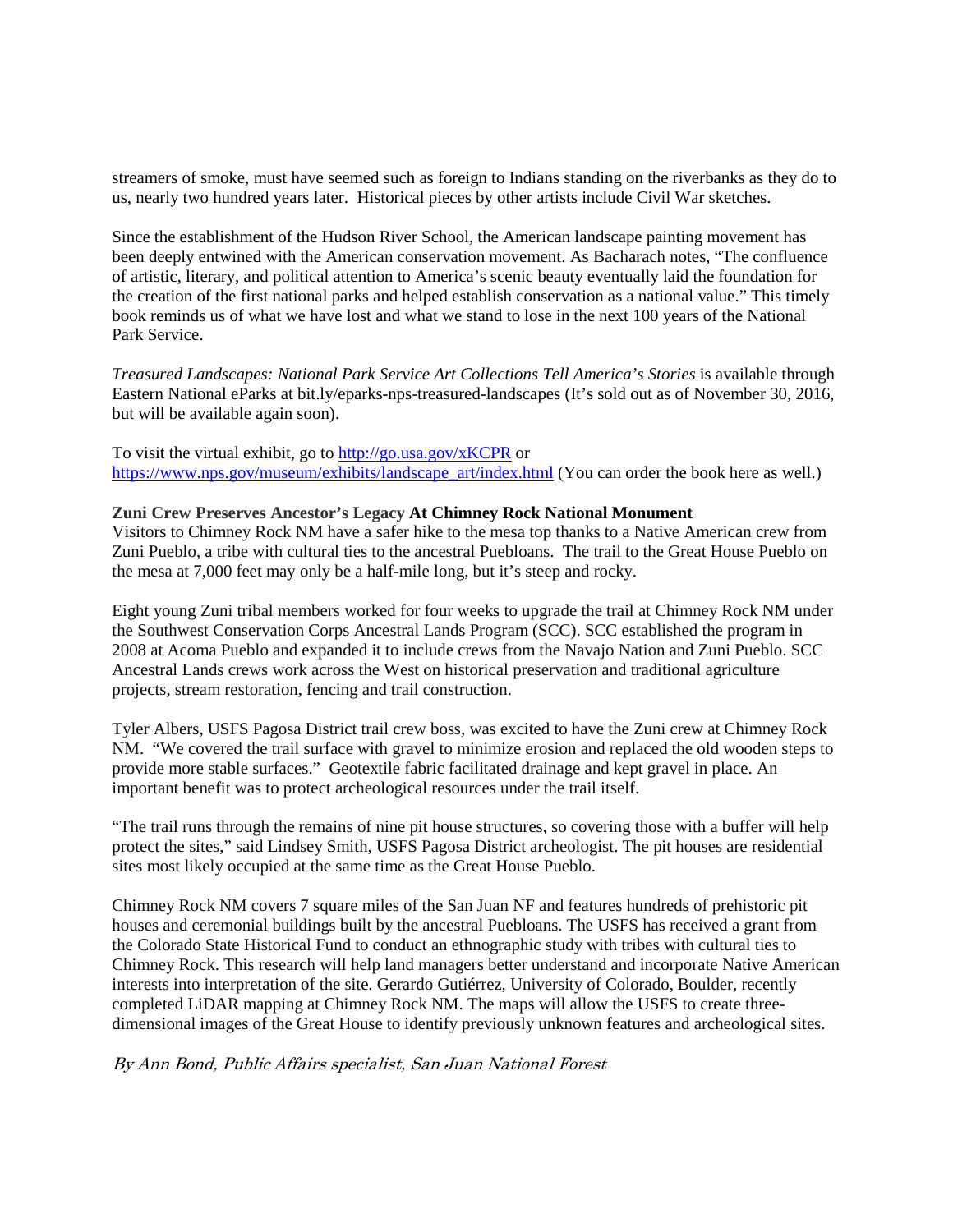streamers of smoke, must have seemed such as foreign to Indians standing on the riverbanks as they do to us, nearly two hundred years later. Historical pieces by other artists include Civil War sketches.

Since the establishment of the Hudson River School, the American landscape painting movement has been deeply entwined with the American conservation movement. As Bacharach notes, "The confluence of artistic, literary, and political attention to America's scenic beauty eventually laid the foundation for the creation of the first national parks and helped establish conservation as a national value." This timely book reminds us of what we have lost and what we stand to lose in the next 100 years of the National Park Service.

*Treasured Landscapes: National Park Service Art Collections Tell America's Stories* is available through Eastern National eParks at bit.ly/eparks-nps-treasured-landscapes (It's sold out as of November 30, 2016, but will be available again soon).

To visit the virtual exhibit, go to [http://go.usa.gov/xKCPR](http://go.usa.gov/xKCPR) or [https://www.nps.gov/museum/exhibits/landscape_art/index.html](https://www.nps.gov/museum/exhibits/landscape_art/index.html) (You can order the book here as well.)

**Zuni Crew Preserves Ancestor's Legacy At Chimney Rock National Monument**

Visitors to Chimney Rock NM have a safer hike to the mesa top thanks to a Native American crew from Zuni Pueblo, a tribe with cultural ties to the ancestral Puebloans. The trail to the Great House Pueblo on the mesa at 7,000 feet may only be a half-mile long, but it's steep and rocky.

Eight young Zuni tribal members worked for four weeks to upgrade the trail at Chimney Rock NM under the Southwest Conservation Corps Ancestral Lands Program (SCC). SCC established the program in 2008 at Acoma Pueblo and expanded it to include crews from the Navajo Nation and Zuni Pueblo. SCC Ancestral Lands crews work across the West on historical preservation and traditional agriculture projects, stream restoration, fencing and trail construction.

Tyler Albers, USFS Pagosa District trail crew boss, was excited to have the Zuni crew at Chimney Rock NM. "We covered the trail surface with gravel to minimize erosion and replaced the old wooden steps to provide more stable surfaces." Geotextile fabric facilitated drainage and kept gravel in place. An important benefit was to protect archeological resources under the trail itself.

"The trail runs through the remains of nine pit house structures, so covering those with a buffer will help protect the sites," said Lindsey Smith, USFS Pagosa District archeologist. The pit houses are residential sites most likely occupied at the same time as the Great House Pueblo.

Chimney Rock NM covers 7 square miles of the San Juan NF and features hundreds of prehistoric pit houses and ceremonial buildings built by the ancestral Puebloans. The USFS has received a grant from the Colorado State Historical Fund to conduct an ethnographic study with tribes with cultural ties to Chimney Rock. This research will help land managers better understand and incorporate Native American interests into interpretation of the site. Gerardo Gutiérrez, University of Colorado, Boulder, recently completed LiDAR mapping at Chimney Rock NM. The maps will allow the USFS to create three-dimensional images of the Great House to identify previously unknown features and archeological sites.

*By Ann Bond, Public Affairs specialist, San Juan National Forest*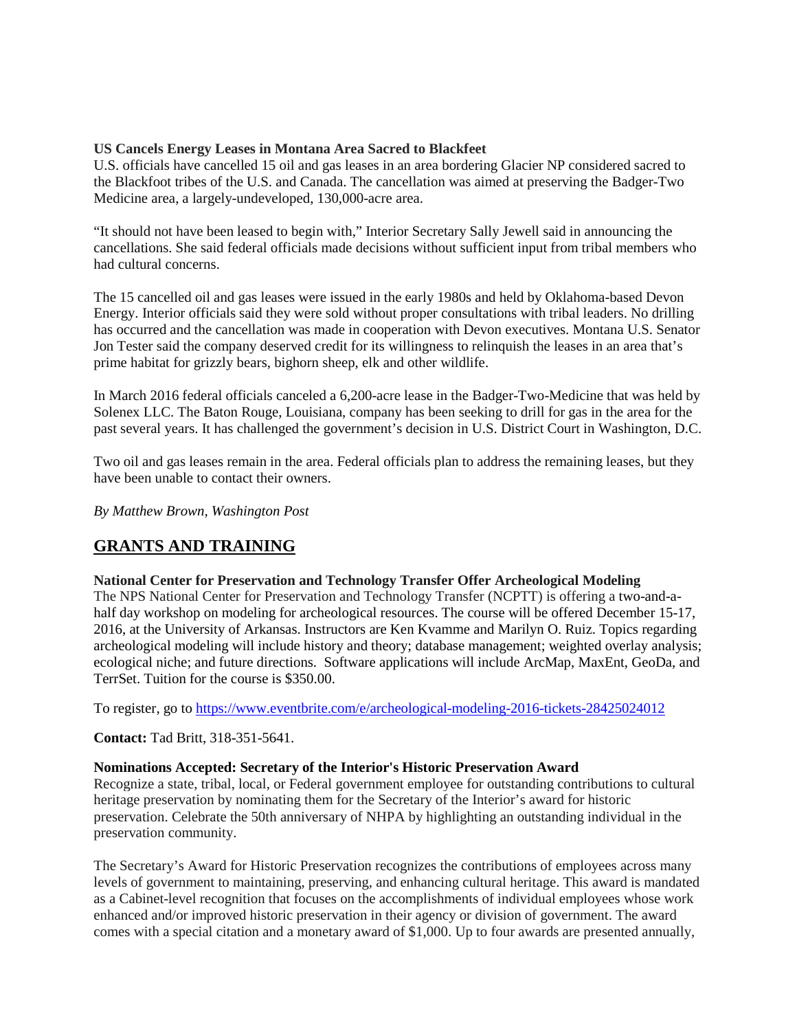**US Cancels Energy Leases in Montana Area Sacred to Blackfeet**
U.S. officials have cancelled 15 oil and gas leases in an area bordering Glacier NP considered sacred to the Blackfoot tribes of the U.S. and Canada. The cancellation was aimed at preserving the Badger-Two Medicine area, a largely-undeveloped, 130,000-acre area.

"It should not have been leased to begin with," Interior Secretary Sally Jewell said in announcing the cancellations. She said federal officials made decisions without sufficient input from tribal members who had cultural concerns.

The 15 cancelled oil and gas leases were issued in the early 1980s and held by Oklahoma-based Devon Energy. Interior officials said they were sold without proper consultations with tribal leaders. No drilling has occurred and the cancellation was made in cooperation with Devon executives. Montana U.S. Senator Jon Tester said the company deserved credit for its willingness to relinquish the leases in an area that's prime habitat for grizzly bears, bighorn sheep, elk and other wildlife.

In March 2016 federal officials canceled a 6,200-acre lease in the Badger-Two-Medicine that was held by Solenex LLC. The Baton Rouge, Louisiana, company has been seeking to drill for gas in the area for the past several years. It has challenged the government's decision in U.S. District Court in Washington, D.C.

Two oil and gas leases remain in the area. Federal officials plan to address the remaining leases, but they have been unable to contact their owners.

*By Matthew Brown, Washington Post*

## GRANTS AND TRAINING

**National Center for Preservation and Technology Transfer Offer Archeological Modeling**
The NPS National Center for Preservation and Technology Transfer (NCPTT) is offering a two-and-a-half day workshop on modeling for archeological resources. The course will be offered December 15-17, 2016, at the University of Arkansas. Instructors are Ken Kvamme and Marilyn O. Ruiz. Topics regarding archeological modeling will include history and theory; database management; weighted overlay analysis; ecological niche; and future directions. Software applications will include ArcMap, MaxEnt, GeoDa, and TerrSet. Tuition for the course is $350.00.

To register, go to https://www.eventbrite.com/e/archeological-modeling-2016-tickets-28425024012

**Contact:** Tad Britt, 318-351-5641.

**Nominations Accepted: Secretary of the Interior's Historic Preservation Award**
Recognize a state, tribal, local, or Federal government employee for outstanding contributions to cultural heritage preservation by nominating them for the Secretary of the Interior's award for historic preservation. Celebrate the 50th anniversary of NHPA by highlighting an outstanding individual in the preservation community.

The Secretary's Award for Historic Preservation recognizes the contributions of employees across many levels of government to maintaining, preserving, and enhancing cultural heritage. This award is mandated as a Cabinet-level recognition that focuses on the accomplishments of individual employees whose work enhanced and/or improved historic preservation in their agency or division of government. The award comes with a special citation and a monetary award of $1,000. Up to four awards are presented annually,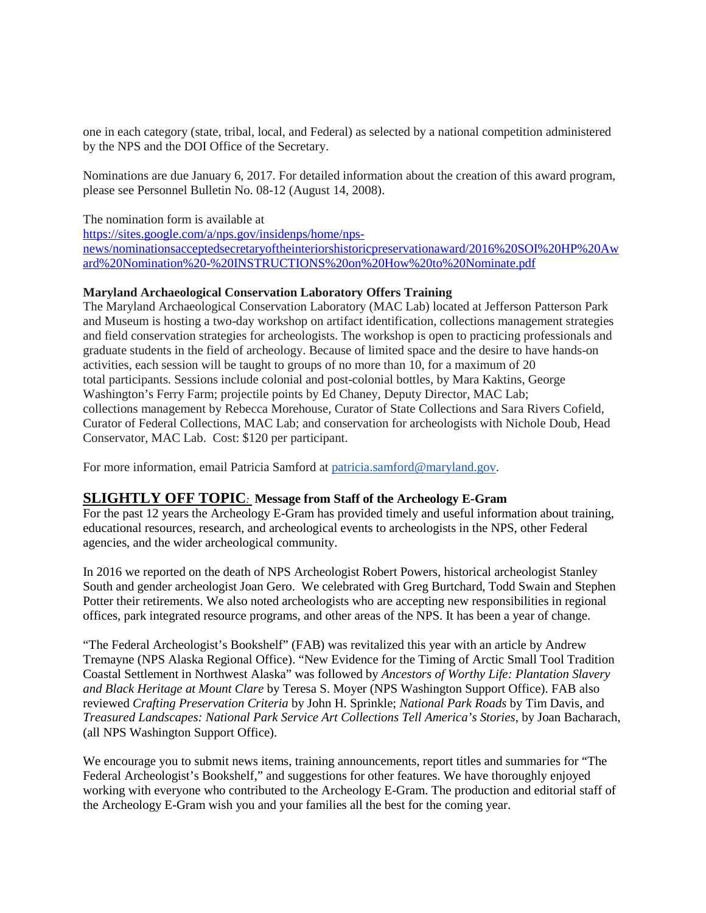one in each category (state, tribal, local, and Federal) as selected by a national competition administered by the NPS and the DOI Office of the Secretary.

Nominations are due January 6, 2017. For detailed information about the creation of this award program, please see Personnel Bulletin No. 08-12 (August 14, 2008).

The nomination form is available at
https://sites.google.com/a/nps.gov/insidenps/home/nps-news/nominationsacceptedsecretaryoftheinteriorshistoricpreservationaward/2016%20SOI%20HP%20Award%20Nomination%20-%20INSTRUCTIONS%20on%20How%20to%20Nominate.pdf

**Maryland Archaeological Conservation Laboratory Offers Training**
The Maryland Archaeological Conservation Laboratory (MAC Lab) located at Jefferson Patterson Park and Museum is hosting a two-day workshop on artifact identification, collections management strategies and field conservation strategies for archeologists. The workshop is open to practicing professionals and graduate students in the field of archeology. Because of limited space and the desire to have hands-on activities, each session will be taught to groups of no more than 10, for a maximum of 20 total participants. Sessions include colonial and post-colonial bottles, by Mara Kaktins, George Washington's Ferry Farm; projectile points by Ed Chaney, Deputy Director, MAC Lab; collections management by Rebecca Morehouse, Curator of State Collections and Sara Rivers Cofield, Curator of Federal Collections, MAC Lab; and conservation for archeologists with Nichole Doub, Head Conservator, MAC Lab. Cost: $120 per participant.

For more information, email Patricia Samford at patricia.samford@maryland.gov.

## SLIGHTLY OFF TOPIC: Message from Staff of the Archeology E-Gram

For the past 12 years the Archeology E-Gram has provided timely and useful information about training, educational resources, research, and archeological events to archeologists in the NPS, other Federal agencies, and the wider archeological community.

In 2016 we reported on the death of NPS Archeologist Robert Powers, historical archeologist Stanley South and gender archeologist Joan Gero. We celebrated with Greg Burtchard, Todd Swain and Stephen Potter their retirements. We also noted archeologists who are accepting new responsibilities in regional offices, park integrated resource programs, and other areas of the NPS. It has been a year of change.

"The Federal Archeologist's Bookshelf" (FAB) was revitalized this year with an article by Andrew Tremayne (NPS Alaska Regional Office). "New Evidence for the Timing of Arctic Small Tool Tradition Coastal Settlement in Northwest Alaska" was followed by *Ancestors of Worthy Life: Plantation Slavery and Black Heritage at Mount Clare* by Teresa S. Moyer (NPS Washington Support Office). FAB also reviewed *Crafting Preservation Criteria* by John H. Sprinkle; *National Park Roads* by Tim Davis, and *Treasured Landscapes: National Park Service Art Collections Tell America's Stories*, by Joan Bacharach, (all NPS Washington Support Office).

We encourage you to submit news items, training announcements, report titles and summaries for "The Federal Archeologist's Bookshelf," and suggestions for other features. We have thoroughly enjoyed working with everyone who contributed to the Archeology E-Gram. The production and editorial staff of the Archeology E-Gram wish you and your families all the best for the coming year.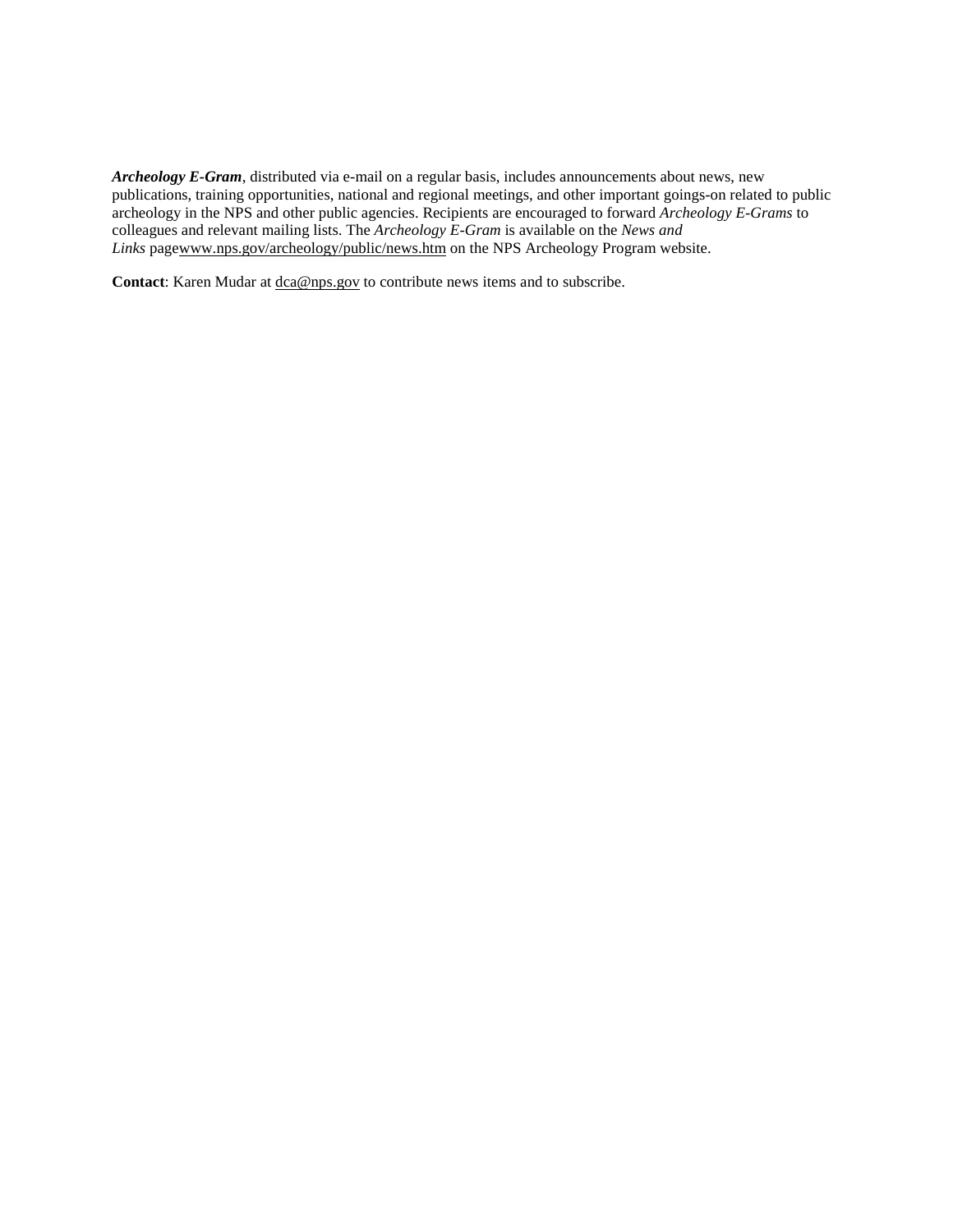***Archeology E-Gram***, distributed via e-mail on a regular basis, includes announcements about news, new publications, training opportunities, national and regional meetings, and other important goings-on related to public archeology in the NPS and other public agencies. Recipients are encouraged to forward *Archeology E-Grams* to colleagues and relevant mailing lists. The *Archeology E-Gram* is available on the *News and Links* pagewww.nps.gov/archeology/public/news.htm on the NPS Archeology Program website.

**Contact**: Karen Mudar at dca@nps.gov to contribute news items and to subscribe.